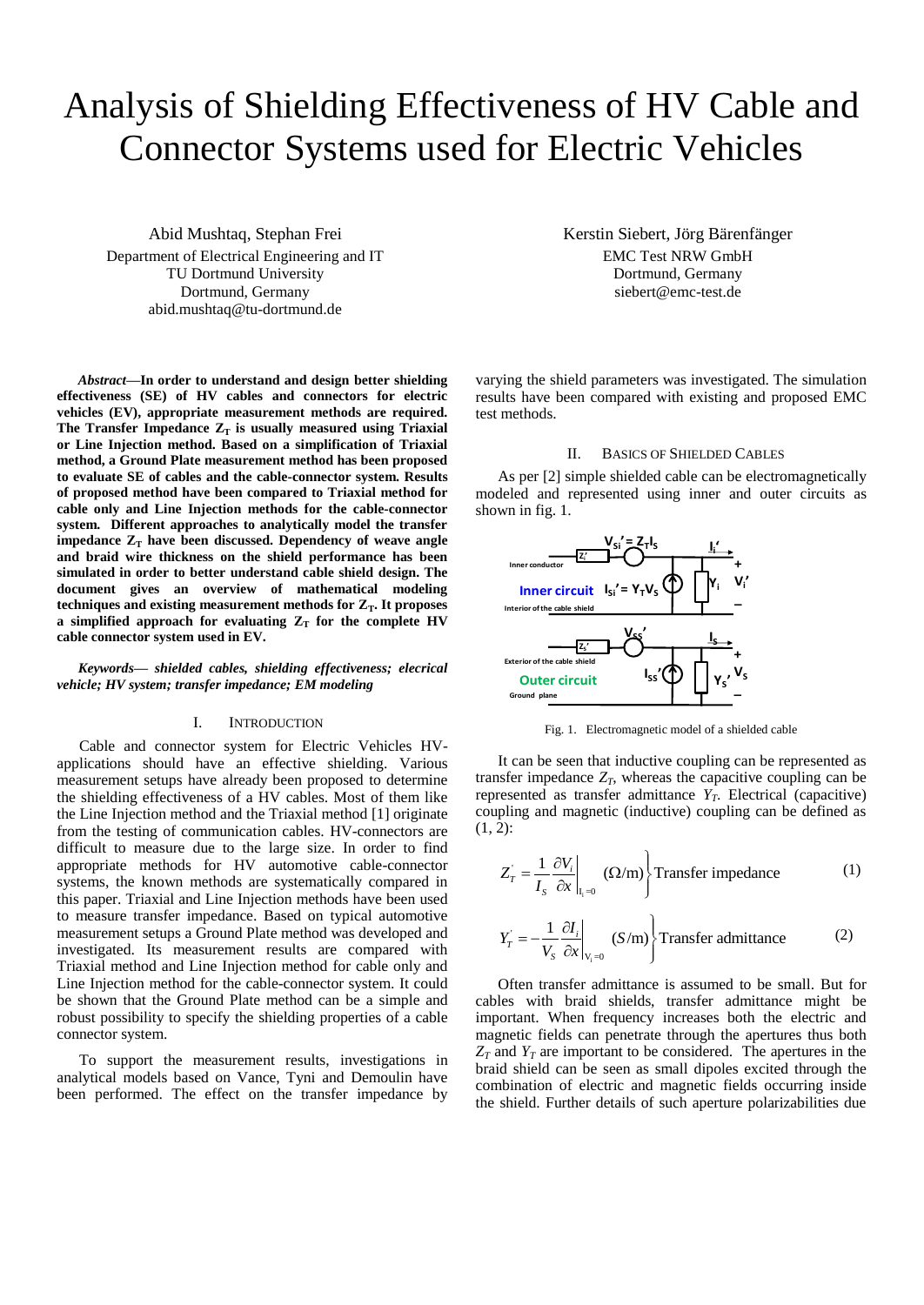# Analysis of Shielding Effectiveness of HV Cable and Connector Systems used for Electric Vehicles

Abid Mushtaq, Stephan Frei
Department of Electrical Engineering and IT
TU Dortmund University
Dortmund, Germany
abid.mushtaq@tu-dortmund.de

Kerstin Siebert, Jörg Bärenfänger
EMC Test NRW GmbH
Dortmund, Germany
siebert@emc-test.de

***Abstract*—In order to understand and design better shielding effectiveness (SE) of HV cables and connectors for electric vehicles (EV), appropriate measurement methods are required. The Transfer Impedance $Z_T$ is usually measured using Triaxial or Line Injection method. Based on a simplification of Triaxial method, a Ground Plate measurement method has been proposed to evaluate SE of cables and the cable-connector system. Results of proposed method have been compared to Triaxial method for cable only and Line Injection methods for the cable-connector system. Different approaches to analytically model the transfer impedance $Z_T$ have been discussed. Dependency of weave angle and braid wire thickness on the shield performance has been simulated in order to better understand cable shield design. The document gives an overview of mathematical modeling techniques and existing measurement methods for $Z_T$. It proposes a simplified approach for evaluating $Z_T$ for the complete HV cable connector system used in EV.**

***Keywords— shielded cables, shielding effectiveness; elecrical vehicle; HV system; transfer impedance; EM modeling***

## I. Introduction

Cable and connector system for Electric Vehicles HV-applications should have an effective shielding. Various measurement setups have already been proposed to determine the shielding effectiveness of a HV cables. Most of them like the Line Injection method and the Triaxial method [1] originate from the testing of communication cables. HV-connectors are difficult to measure due to the large size. In order to find appropriate methods for HV automotive cable-connector systems, the known methods are systematically compared in this paper. Triaxial and Line Injection methods have been used to measure transfer impedance. Based on typical automotive measurement setups a Ground Plate method was developed and investigated. Its measurement results are compared with Triaxial method and Line Injection method for cable only and Line Injection method for the cable-connector system. It could be shown that the Ground Plate method can be a simple and robust possibility to specify the shielding properties of a cable connector system.

To support the measurement results, investigations in analytical models based on Vance, Tyni and Demoulin have been performed. The effect on the transfer impedance by varying the shield parameters was investigated. The simulation results have been compared with existing and proposed EMC test methods.

## II. Basics of Shielded Cables

As per [2] simple shielded cable can be electromagnetically modeled and represented using inner and outer circuits as shown in fig. 1.

Fig. 1. Electromagnetic model of a shielded cable

It can be seen that inductive coupling can be represented as transfer impedance $Z_T$, whereas the capacitive coupling can be represented as transfer admittance $Y_T$. Electrical (capacitive) coupling and magnetic (inductive) coupling can be defined as (1, 2):

$$Z_T^{'} = \frac{1}{I_S} \frac{\partial V_i}{\partial x}\bigg|_{I_i=0} \quad (\Omega/\text{m}) \Bigg\} \text{Transfer impedance} \tag{1}$$

$$Y_T^{'} = -\frac{1}{V_S} \frac{\partial I_i}{\partial x}\bigg|_{V_i=0} \quad (S/\text{m}) \Bigg\} \text{Transfer admittance} \tag{2}$$

Often transfer admittance is assumed to be small. But for cables with braid shields, transfer admittance might be important. When frequency increases both the electric and magnetic fields can penetrate through the apertures thus both $Z_T$ and $Y_T$ are important to be considered. The apertures in the braid shield can be seen as small dipoles excited through the combination of electric and magnetic fields occurring inside the shield. Further details of such aperture polarizabilities due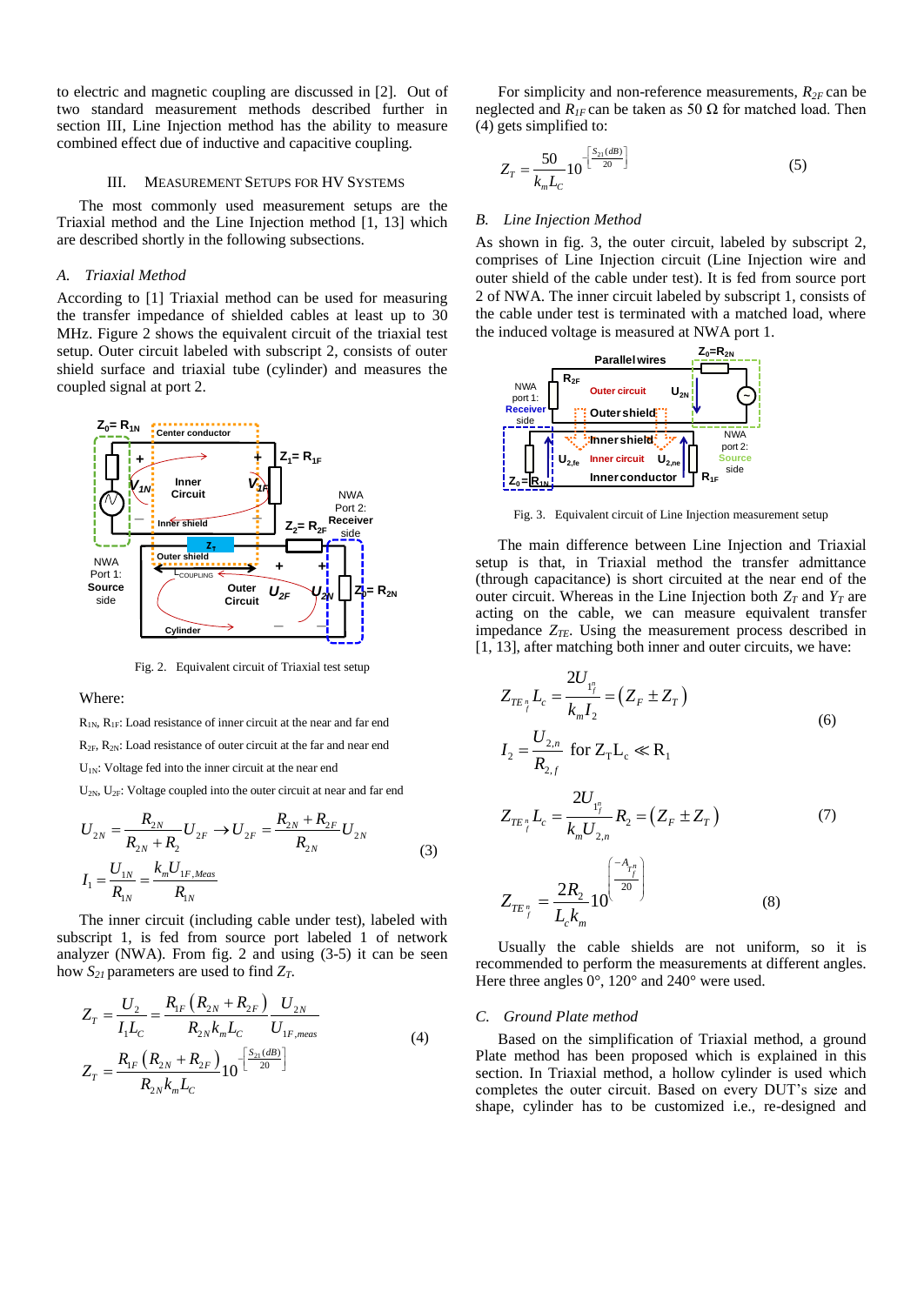to electric and magnetic coupling are discussed in [2]. Out of two standard measurement methods described further in section III, Line Injection method has the ability to measure combined effect due of inductive and capacitive coupling.

## III. Measurement Setups for HV Systems

The most commonly used measurement setups are the Triaxial method and the Line Injection method [1, 13] which are described shortly in the following subsections.

### A. Triaxial Method

According to [1] Triaxial method can be used for measuring the transfer impedance of shielded cables at least up to 30 MHz. Figure 2 shows the equivalent circuit of the triaxial test setup. Outer circuit labeled with subscript 2, consists of outer shield surface and triaxial tube (cylinder) and measures the coupled signal at port 2.

Fig. 2. Equivalent circuit of Triaxial test setup

Where:

$R_{1N}$, $R_{1F}$: Load resistance of inner circuit at the near and far end

$R_{2F}$, $R_{2N}$: Load resistance of outer circuit at the far and near end

$U_{1N}$: Voltage fed into the inner circuit at the near end

$U_{2N}$, $U_{2F}$: Voltage coupled into the outer circuit at near and far end

$$
U_{2N} = \frac{R_{2N}}{R_{2N}+R_2}U_{2F} \rightarrow U_{2F} = \frac{R_{2N}+R_{2F}}{R_{2N}}U_{2N}
$$
$$
I_1 = \frac{U_{1N}}{R_{1N}} = \frac{k_m U_{1F,Meas}}{R_{1N}} \tag{3}
$$

The inner circuit (including cable under test), labeled with subscript 1, is fed from source port labeled 1 of network analyzer (NWA). From fig. 2 and using (3-5) it can be seen how $S_{21}$ parameters are used to find $Z_T$.

$$
Z_T = \frac{U_2}{I_1 L_C} = \frac{R_{1F}\left(R_{2N}+R_{2F}\right)}{R_{2N}k_m L_C}\frac{U_{2N}}{U_{1F,meas}}
$$
$$
Z_T = \frac{R_{1F}\left(R_{2N}+R_{2F}\right)}{R_{2N}k_m L_C}10^{\left[\frac{S_{21}(dB)}{20}\right]} \tag{4}
$$

For simplicity and non-reference measurements, $R_{2F}$ can be neglected and $R_{1F}$ can be taken as 50 Ω for matched load. Then (4) gets simplified to:

$$
Z_T = \frac{50}{k_m L_C}10^{\left[\frac{S_{21}(dB)}{20}\right]} \tag{5}
$$

### B. Line Injection Method

As shown in fig. 3, the outer circuit, labeled by subscript 2, comprises of Line Injection circuit (Line Injection wire and outer shield of the cable under test). It is fed from source port 2 of NWA. The inner circuit labeled by subscript 1, consists of the cable under test is terminated with a matched load, where the induced voltage is measured at NWA port 1.

Fig. 3. Equivalent circuit of Line Injection measurement setup

The main difference between Line Injection and Triaxial setup is that, in Triaxial method the transfer admittance (through capacitance) is short circuited at the near end of the outer circuit. Whereas in the Line Injection both $Z_T$ and $Y_T$ are acting on the cable, we can measure equivalent transfer impedance $Z_{TE}$. Using the measurement process described in [1, 13], after matching both inner and outer circuits, we have:

$$
Z_{TE_f^n}L_c = \frac{2U_{1_f^n}}{k_m I_2} = \left(Z_F \pm Z_T\right)
$$
$$
I_2 = \frac{U_{2,n}}{R_{2,f}} \text{ for } Z_T L_c \ll R_1 \tag{6}
$$

$$
Z_{TE_f^n}L_c = \frac{2U_{1_f^n}}{k_m U_{2,n}}R_2 = \left(Z_F \pm Z_T\right) \tag{7}
$$

$$
Z_{TE_f^n} = \frac{2R_2}{L_c k_m}10^{\left(\frac{-A_{T_f^n}}{20}\right)} \tag{8}
$$

Usually the cable shields are not uniform, so it is recommended to perform the measurements at different angles. Here three angles 0°, 120° and 240° were used.

### C. Ground Plate method

Based on the simplification of Triaxial method, a ground Plate method has been proposed which is explained in this section. In Triaxial method, a hollow cylinder is used which completes the outer circuit. Based on every DUT's size and shape, cylinder has to be customized i.e., re-designed and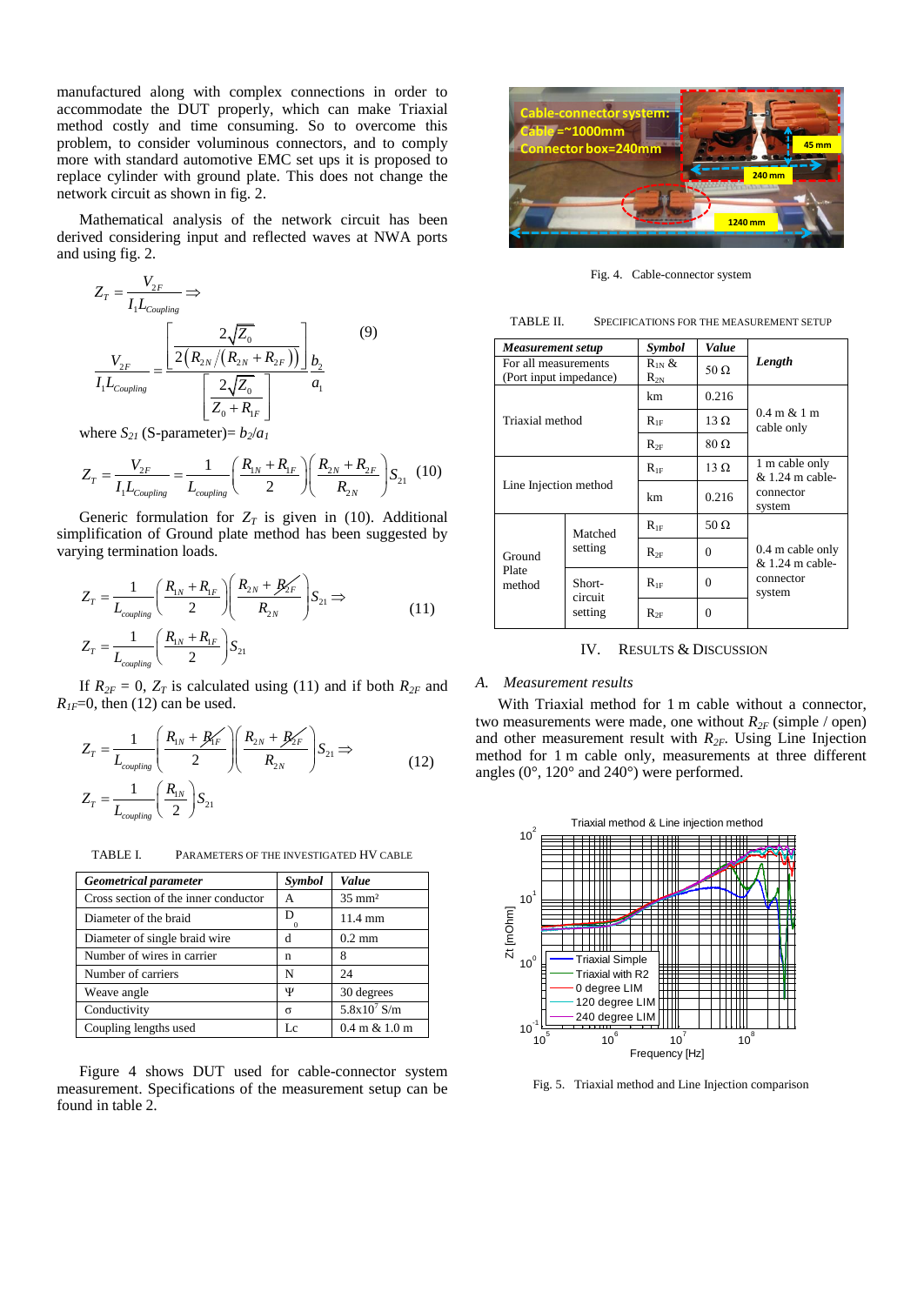manufactured along with complex connections in order to accommodate the DUT properly, which can make Triaxial method costly and time consuming. So to overcome this problem, to consider voluminous connectors, and to comply more with standard automotive EMC set ups it is proposed to replace cylinder with ground plate. This does not change the network circuit as shown in fig. 2.

Mathematical analysis of the network circuit has been derived considering input and reflected waves at NWA ports and using fig. 2.

$$Z_T = \frac{V_{2F}}{I_1 L_{Coupling}} \Rightarrow$$

$$\frac{V_{2F}}{I_1 L_{Coupling}} = \frac{\left[\dfrac{2\sqrt{Z_0}}{2\left(R_{2N}/\left(R_{2N}+R_{2F}\right)\right)}\right]}{\left[\dfrac{2\sqrt{Z_0}}{Z_0+R_{1F}}\right]}\frac{b_2}{a_1} \tag{9}$$

where $S_{21}$ (S-parameter)= $b_2/a_1$

$$Z_T = \frac{V_{2F}}{I_1 L_{Coupling}} = \frac{1}{L_{coupling}}\left(\frac{R_{1N}+R_{1F}}{2}\right)\left(\frac{R_{2N}+R_{2F}}{R_{2N}}\right)S_{21} \tag{10}$$

Generic formulation for $Z_T$ is given in (10). Additional simplification of Ground plate method has been suggested by varying termination loads.

$$Z_T = \frac{1}{L_{coupling}}\left(\frac{R_{1N}+R_{1F}}{2}\right)\left(\frac{R_{2N}+\cancel{R_{2F}}}{R_{2N}}\right)S_{21} \Rightarrow$$
$$Z_T = \frac{1}{L_{coupling}}\left(\frac{R_{1N}+R_{1F}}{2}\right)S_{21} \tag{11}$$

If $R_{2F}$ = 0, $Z_T$ is calculated using (11) and if both $R_{2F}$ and $R_{1F}$=0, then (12) can be used.

$$Z_T = \frac{1}{L_{coupling}}\left(\frac{R_{1N}+\cancel{R_{1F}}}{2}\right)\left(\frac{R_{2N}+\cancel{R_{2F}}}{R_{2N}}\right)S_{21} \Rightarrow$$
$$Z_T = \frac{1}{L_{coupling}}\left(\frac{R_{1N}}{2}\right)S_{21} \tag{12}$$

TABLE I. PARAMETERS OF THE INVESTIGATED HV CABLE

| *Geometrical parameter* | *Symbol* | *Value* |
|---|---|---|
| Cross section of the inner conductor | A | 35 mm² |
| Diameter of the braid | $D_0$ | 11.4 mm |
| Diameter of single braid wire | d | 0.2 mm |
| Number of wires in carrier | n | 8 |
| Number of carriers | N | 24 |
| Weave angle | Ψ | 30 degrees |
| Conductivity | σ | $5.8\text{x}10^7$ S/m |
| Coupling lengths used | Lc | 0.4 m & 1.0 m |

Figure 4 shows DUT used for cable-connector system measurement. Specifications of the measurement setup can be found in table 2.

Fig. 4. Cable-connector system

TABLE II. SPECIFICATIONS FOR THE MEASUREMENT SETUP

| *Measurement setup* | | *Symbol* | *Value* | *Length* |
|---|---|---|---|---|
| For all measurements (Port input impedance) | | $R_{1N}$ & $R_{2N}$ | 50 Ω | |
| Triaxial method | | km | 0.216 | 0.4 m & 1 m cable only |
| | | $R_{1F}$ | 13 Ω | |
| | | $R_{2F}$ | 80 Ω | |
| Line Injection method | | $R_{1F}$ | 13 Ω | 1 m cable only & 1.24 m cable-connector system |
| | | km | 0.216 | |
| Ground Plate method | Matched setting | $R_{1F}$ | 50 Ω | 0.4 m cable only & 1.24 m cable-connector system |
| | | $R_{2F}$ | 0 | |
| | Short-circuit setting | $R_{1F}$ | 0 | |
| | | $R_{2F}$ | 0 | |

## IV. RESULTS & DISCUSSION

### A. Measurement results

With Triaxial method for 1 m cable without a connector, two measurements were made, one without $R_{2F}$ (simple / open) and other measurement result with $R_{2F}$. Using Line Injection method for 1 m cable only, measurements at three different angles (0°, 120° and 240°) were performed.

Fig. 5. Triaxial method and Line Injection comparison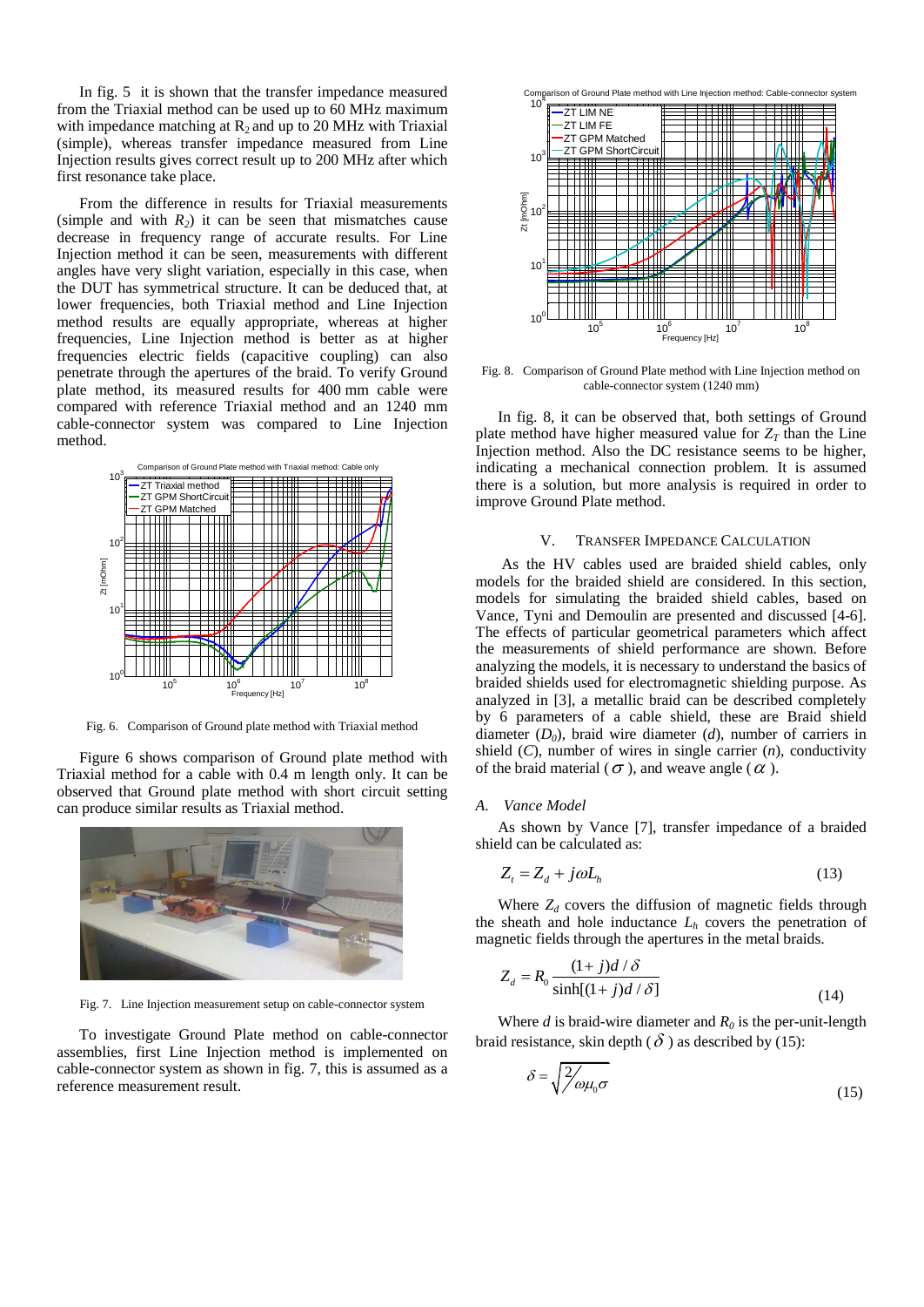In fig. 5 it is shown that the transfer impedance measured from the Triaxial method can be used up to 60 MHz maximum with impedance matching at $R_2$ and up to 20 MHz with Triaxial (simple), whereas transfer impedance measured from Line Injection results gives correct result up to 200 MHz after which first resonance take place.

From the difference in results for Triaxial measurements (simple and with $R_2$) it can be seen that mismatches cause decrease in frequency range of accurate results. For Line Injection method it can be seen, measurements with different angles have very slight variation, especially in this case, when the DUT has symmetrical structure. It can be deduced that, at lower frequencies, both Triaxial method and Line Injection method results are equally appropriate, whereas at higher frequencies, Line Injection method is better as at higher frequencies electric fields (capacitive coupling) can also penetrate through the apertures of the braid. To verify Ground plate method, its measured results for 400 mm cable were compared with reference Triaxial method and an 1240 mm cable-connector system was compared to Line Injection method.

Fig. 6. Comparison of Ground plate method with Triaxial method

Figure 6 shows comparison of Ground plate method with Triaxial method for a cable with 0.4 m length only. It can be observed that Ground plate method with short circuit setting can produce similar results as Triaxial method.

Fig. 7. Line Injection measurement setup on cable-connector system

To investigate Ground Plate method on cable-connector assemblies, first Line Injection method is implemented on cable-connector system as shown in fig. 7, this is assumed as a reference measurement result.

Fig. 8. Comparison of Ground Plate method with Line Injection method on cable-connector system (1240 mm)

In fig. 8, it can be observed that, both settings of Ground plate method have higher measured value for $Z_T$ than the Line Injection method. Also the DC resistance seems to be higher, indicating a mechanical connection problem. It is assumed there is a solution, but more analysis is required in order to improve Ground Plate method.

## V. Transfer Impedance Calculation

As the HV cables used are braided shield cables, only models for the braided shield are considered. In this section, models for simulating the braided shield cables, based on Vance, Tyni and Demoulin are presented and discussed [4-6]. The effects of particular geometrical parameters which affect the measurements of shield performance are shown. Before analyzing the models, it is necessary to understand the basics of braided shields used for electromagnetic shielding purpose. As analyzed in [3], a metallic braid can be described completely by 6 parameters of a cable shield, these are Braid shield diameter ($D_0$), braid wire diameter ($d$), number of carriers in shield ($C$), number of wires in single carrier ($n$), conductivity of the braid material ($\sigma$), and weave angle ($\alpha$).

### A. *Vance Model*

As shown by Vance [7], transfer impedance of a braided shield can be calculated as:

$$Z_t = Z_d + j\omega L_h \tag{13}$$

Where $Z_d$ covers the diffusion of magnetic fields through the sheath and hole inductance $L_h$ covers the penetration of magnetic fields through the apertures in the metal braids.

$$Z_d = R_0 \frac{(1+j)d/\delta}{\sinh[(1+j)d/\delta]} \tag{14}$$

Where $d$ is braid-wire diameter and $R_0$ is the per-unit-length braid resistance, skin depth ($\delta$) as described by (15):

$$\delta = \sqrt{2/\omega\mu_0\sigma} \tag{15}$$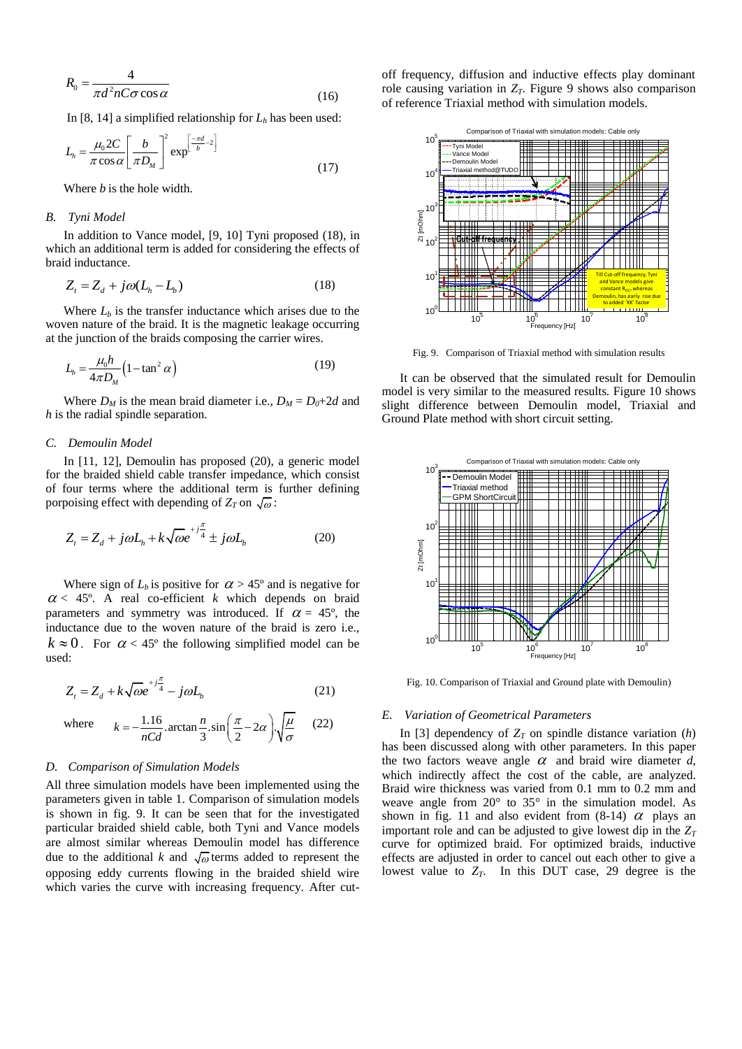$$R_0 = \frac{4}{\pi d^2 n C \sigma \cos\alpha} \tag{16}$$

In [8, 14] a simplified relationship for $L_h$ has been used:

$$L_h = \frac{\mu_0 2C}{\pi \cos\alpha}\left[\frac{b}{\pi D_M}\right]^2 \exp^{\left[\frac{-\pi d}{b}-2\right]} \tag{17}$$

Where *b* is the hole width.

### B. Tyni Model

In addition to Vance model, [9, 10] Tyni proposed (18), in which an additional term is added for considering the effects of braid inductance.

$$Z_t = Z_d + j\omega(L_h - L_b) \tag{18}$$

Where $L_b$ is the transfer inductance which arises due to the woven nature of the braid. It is the magnetic leakage occurring at the junction of the braids composing the carrier wires.

$$L_b = \frac{\mu_0 h}{4\pi D_M}\left(1-\tan^2\alpha\right) \tag{19}$$

Where $D_M$ is the mean braid diameter i.e., $D_M = D_0 + 2d$ and *h* is the radial spindle separation.

### C. Demoulin Model

In [11, 12], Demoulin has proposed (20), a generic model for the braided shield cable transfer impedance, which consist of four terms where the additional term is further defining porpoising effect with depending of $Z_T$ on $\sqrt{\omega}$:

$$Z_t = Z_d + j\omega L_h + k\sqrt{\omega}e^{+j\frac{\pi}{4}} \pm j\omega L_b \tag{20}$$

Where sign of $L_b$ is positive for $\alpha > 45°$ and is negative for $\alpha < 45°$. A real co-efficient *k* which depends on braid parameters and symmetry was introduced. If $\alpha = 45°$, the inductance due to the woven nature of the braid is zero i.e., $k \approx 0$. For $\alpha < 45°$ the following simplified model can be used:

$$Z_t = Z_d + k\sqrt{\omega}e^{+j\frac{\pi}{4}} - j\omega L_b \tag{21}$$

where $$k = -\frac{1.16}{nCd}.\arctan\frac{n}{3}.\sin\left(\frac{\pi}{2}-2\alpha\right).\sqrt{\frac{\mu}{\sigma}} \tag{22}$$

### D. Comparison of Simulation Models

All three simulation models have been implemented using the parameters given in table 1. Comparison of simulation models is shown in fig. 9. It can be seen that for the investigated particular braided shield cable, both Tyni and Vance models are almost similar whereas Demoulin model has difference due to the additional *k* and $\sqrt{\omega}$ terms added to represent the opposing eddy currents flowing in the braided shield wire which varies the curve with increasing frequency. After cut-off frequency, diffusion and inductive effects play dominant role causing variation in $Z_T$. Figure 9 shows also comparison of reference Triaxial method with simulation models.

Fig. 9. Comparison of Triaxial method with simulation results

It can be observed that the simulated result for Demoulin model is very similar to the measured results. Figure 10 shows slight difference between Demoulin model, Triaxial and Ground Plate method with short circuit setting.

Fig. 10. Comparison of Triaxial and Ground plate with Demoulin)

### E. Variation of Geometrical Parameters

In [3] dependency of $Z_T$ on spindle distance variation (*h*) has been discussed along with other parameters. In this paper the two factors weave angle $\alpha$ and braid wire diameter *d*, which indirectly affect the cost of the cable, are analyzed. Braid wire thickness was varied from 0.1 mm to 0.2 mm and weave angle from 20° to 35° in the simulation model. As shown in fig. 11 and also evident from (8-14) $\alpha$ plays an important role and can be adjusted to give lowest dip in the $Z_T$ curve for optimized braid. For optimized braids, inductive effects are adjusted in order to cancel out each other to give a lowest value to $Z_T$. In this DUT case, 29 degree is the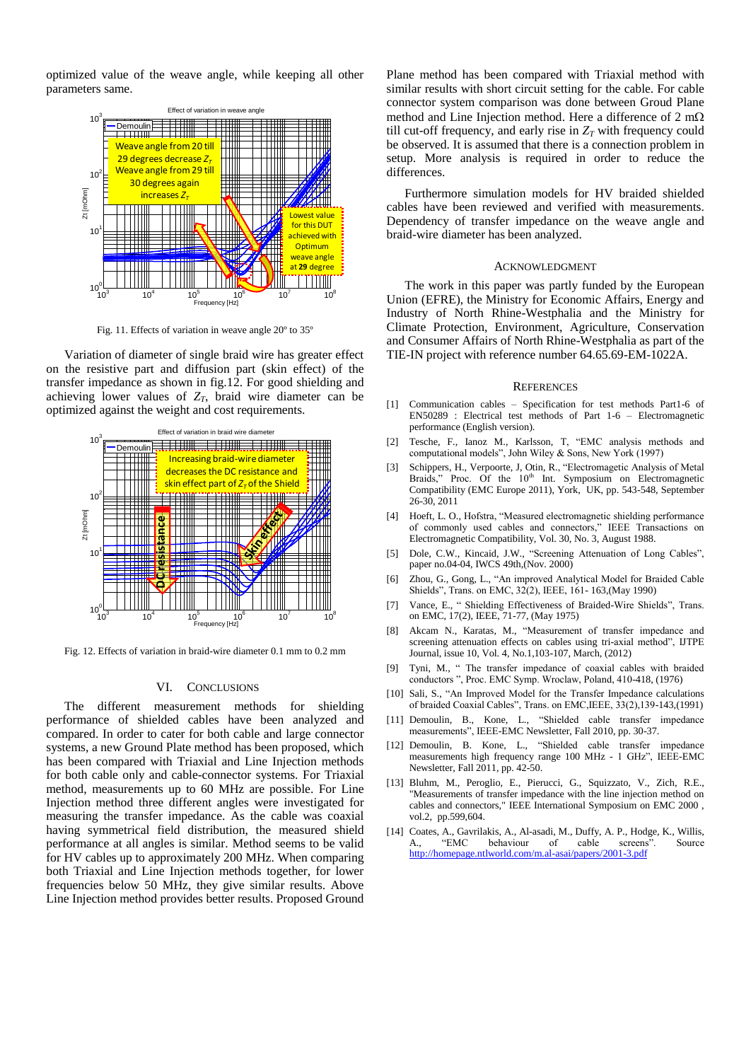optimized value of the weave angle, while keeping all other parameters same.

Effect of variation in weave angle

Demoulin

Weave angle from 20 till 29 degrees decrease $Z_T$
Weave angle from 29 till 30 degrees again increases $Z_T$

Lowest value for this DUT achieved with Optimum weave angle at **29** degree

Zt [mOhm]

Frequency [Hz]

Fig. 11. Effects of variation in weave angle 20° to 35°

Variation of diameter of single braid wire has greater effect on the resistive part and diffusion part (skin effect) of the transfer impedance as shown in fig.12. For good shielding and achieving lower values of $Z_T$, braid wire diameter can be optimized against the weight and cost requirements.

Effect of variation in braid wire diameter

Demoulin

Increasing braid-wire diameter decreases the DC resistance and skin effect part of $Z_T$ of the Shield

DC resistance

Skin effect

Zt [mOhm]

Frequency [Hz]

Fig. 12. Effects of variation in braid-wire diameter 0.1 mm to 0.2 mm

## VI. Conclusions

The different measurement methods for shielding performance of shielded cables have been analyzed and compared. In order to cater for both cable and large connector systems, a new Ground Plate method has been proposed, which has been compared with Triaxial and Line Injection methods for both cable only and cable-connector systems. For Triaxial method, measurements up to 60 MHz are possible. For Line Injection method three different angles were investigated for measuring the transfer impedance. As the cable was coaxial having symmetrical field distribution, the measured shield performance at all angles is similar. Method seems to be valid for HV cables up to approximately 200 MHz. When comparing both Triaxial and Line Injection methods together, for lower frequencies below 50 MHz, they give similar results. Above Line Injection method provides better results. Proposed Ground Plane method has been compared with Triaxial method with similar results with short circuit setting for the cable. For cable connector system comparison was done between Groud Plane method and Line Injection method. Here a difference of 2 mΩ till cut-off frequency, and early rise in $Z_T$ with frequency could be observed. It is assumed that there is a connection problem in setup. More analysis is required in order to reduce the differences.

Furthermore simulation models for HV braided shielded cables have been reviewed and verified with measurements. Dependency of transfer impedance on the weave angle and braid-wire diameter has been analyzed.

## Acknowledgment

The work in this paper was partly funded by the European Union (EFRE), the Ministry for Economic Affairs, Energy and Industry of North Rhine-Westphalia and the Ministry for Climate Protection, Environment, Agriculture, Conservation and Consumer Affairs of North Rhine-Westphalia as part of the TIE-IN project with reference number 64.65.69-EM-1022A.

## References

[1] Communication cables – Specification for test methods Part1-6 of EN50289 : Electrical test methods of Part 1-6 – Electromagnetic performance (English version).

[2] Tesche, F., Ianoz M., Karlsson, T, "EMC analysis methods and computational models", John Wiley & Sons, New York (1997)

[3] Schippers, H., Verpoorte, J, Otin, R., "Electromagetic Analysis of Metal Braids," Proc. Of the 10th Int. Symposium on Electromagnetic Compatibility (EMC Europe 2011), York, UK, pp. 543-548, September 26-30, 2011

[4] Hoeft, L. O., Hofstra, "Measured electromagnetic shielding performance of commonly used cables and connectors," IEEE Transactions on Electromagnetic Compatibility, Vol. 30, No. 3, August 1988.

[5] Dole, C.W., Kincaid, J.W., "Screening Attenuation of Long Cables", paper no.04-04, IWCS 49th,(Nov. 2000)

[6] Zhou, G., Gong, L., "An improved Analytical Model for Braided Cable Shields", Trans. on EMC, 32(2), IEEE, 161- 163,(May 1990)

[7] Vance, E., " Shielding Effectiveness of Braided-Wire Shields", Trans. on EMC, 17(2), IEEE, 71-77, (May 1975)

[8] Akcam N., Karatas, M., "Measurement of transfer impedance and screening attenuation effects on cables using tri-axial method", IJTPE Journal, issue 10, Vol. 4, No.1,103-107, March, (2012)

[9] Tyni, M., " The transfer impedance of coaxial cables with braided conductors ", Proc. EMC Symp. Wroclaw, Poland, 410-418, (1976)

[10] Sali, S., "An Improved Model for the Transfer Impedance calculations of braided Coaxial Cables", Trans. on EMC,IEEE, 33(2),139-143,(1991)

[11] Demoulin, B., Kone, L., "Shielded cable transfer impedance measurements", IEEE-EMC Newsletter, Fall 2010, pp. 30-37.

[12] Demoulin, B. Kone, L., "Shielded cable transfer impedance measurements high frequency range 100 MHz - 1 GHz", IEEE-EMC Newsletter, Fall 2011, pp. 42-50.

[13] Bluhm, M., Peroglio, E., Pierucci, G., Squizzato, V., Zich, R.E., "Measurements of transfer impedance with the line injection method on cables and connectors," IEEE International Symposium on EMC 2000 , vol.2, pp.599,604.

[14] Coates, A., Gavrilakis, A., Al-asadi, M., Duffy, A. P., Hodge, K., Willis, A., "EMC behaviour of cable screens". Source http://homepage.ntlworld.com/m.al-asai/papers/2001-3.pdf